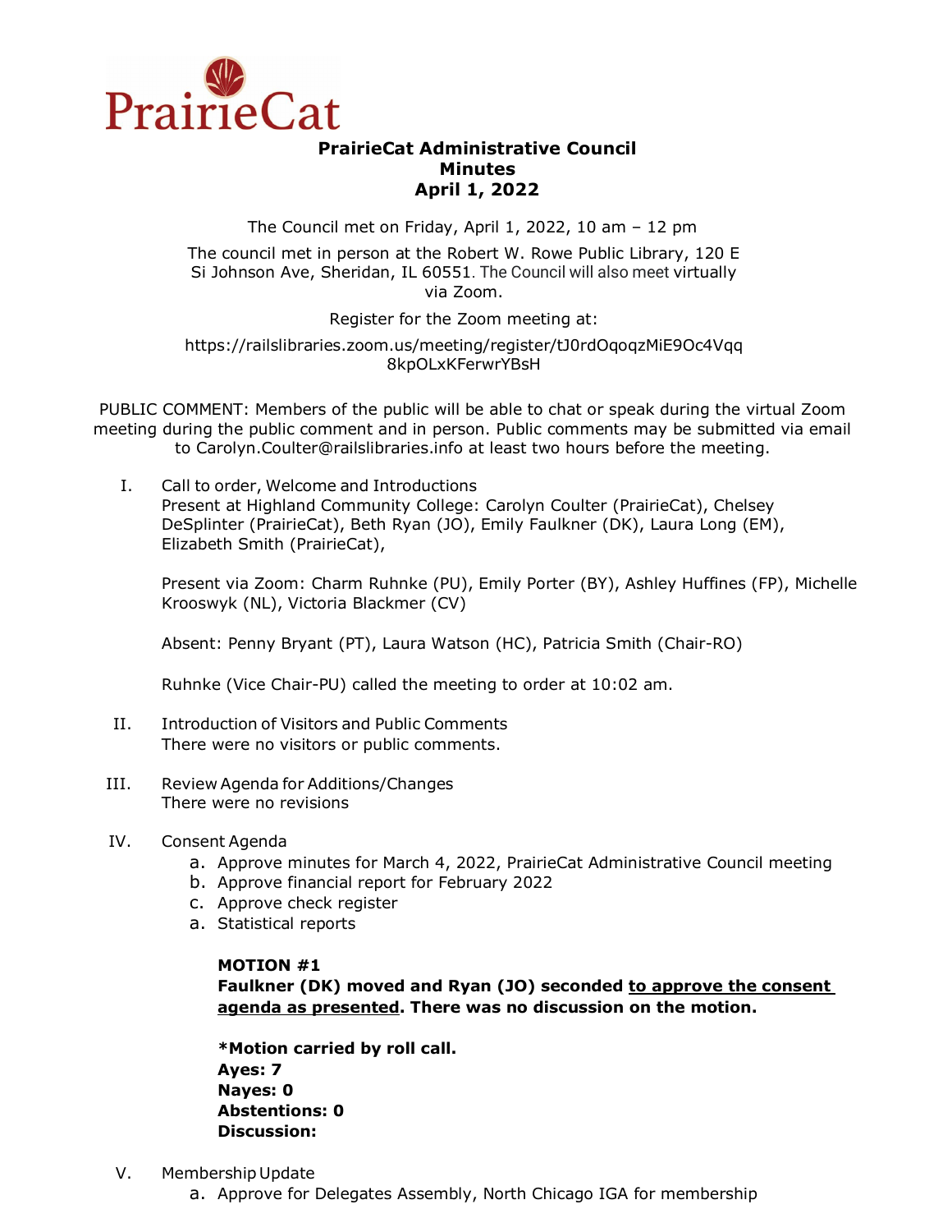PrairieCat

# PrairieCat Administrative Council
## Minutes
## April 1, 2022

The Council met on Friday, April 1, 2022, 10 am – 12 pm

The council met in person at the Robert W. Rowe Public Library, 120 E Si Johnson Ave, Sheridan, IL 60551. The Council will also meet virtually via Zoom.

Register for the Zoom meeting at:

https://railslibraries.zoom.us/meeting/register/tJ0rdOqoqzMiE9Oc4Vqq8kpOLxKFerwrYBsH

PUBLIC COMMENT: Members of the public will be able to chat or speak during the virtual Zoom meeting during the public comment and in person. Public comments may be submitted via email to Carolyn.Coulter@railslibraries.info at least two hours before the meeting.

I. Call to order, Welcome and Introductions
   Present at Highland Community College: Carolyn Coulter (PrairieCat), Chelsey DeSplinter (PrairieCat), Beth Ryan (JO), Emily Faulkner (DK), Laura Long (EM), Elizabeth Smith (PrairieCat),

   Present via Zoom: Charm Ruhnke (PU), Emily Porter (BY), Ashley Huffines (FP), Michelle Krooswyk (NL), Victoria Blackmer (CV)

   Absent: Penny Bryant (PT), Laura Watson (HC), Patricia Smith (Chair-RO)

   Ruhnke (Vice Chair-PU) called the meeting to order at 10:02 am.

II. Introduction of Visitors and Public Comments
   There were no visitors or public comments.

III. Review Agenda for Additions/Changes
   There were no revisions

IV. Consent Agenda
   a. Approve minutes for March 4, 2022, PrairieCat Administrative Council meeting
   b. Approve financial report for February 2022
   c. Approve check register
   a. Statistical reports

   **MOTION #1**
   **Faulkner (DK) moved and Ryan (JO) seconded <u>to approve the consent agenda as presented</u>. There was no discussion on the motion.**

   ***Motion carried by roll call.**
   **Ayes: 7**
   **Nayes: 0**
   **Abstentions: 0**
   **Discussion:**

V. Membership Update
   a. Approve for Delegates Assembly, North Chicago IGA for membership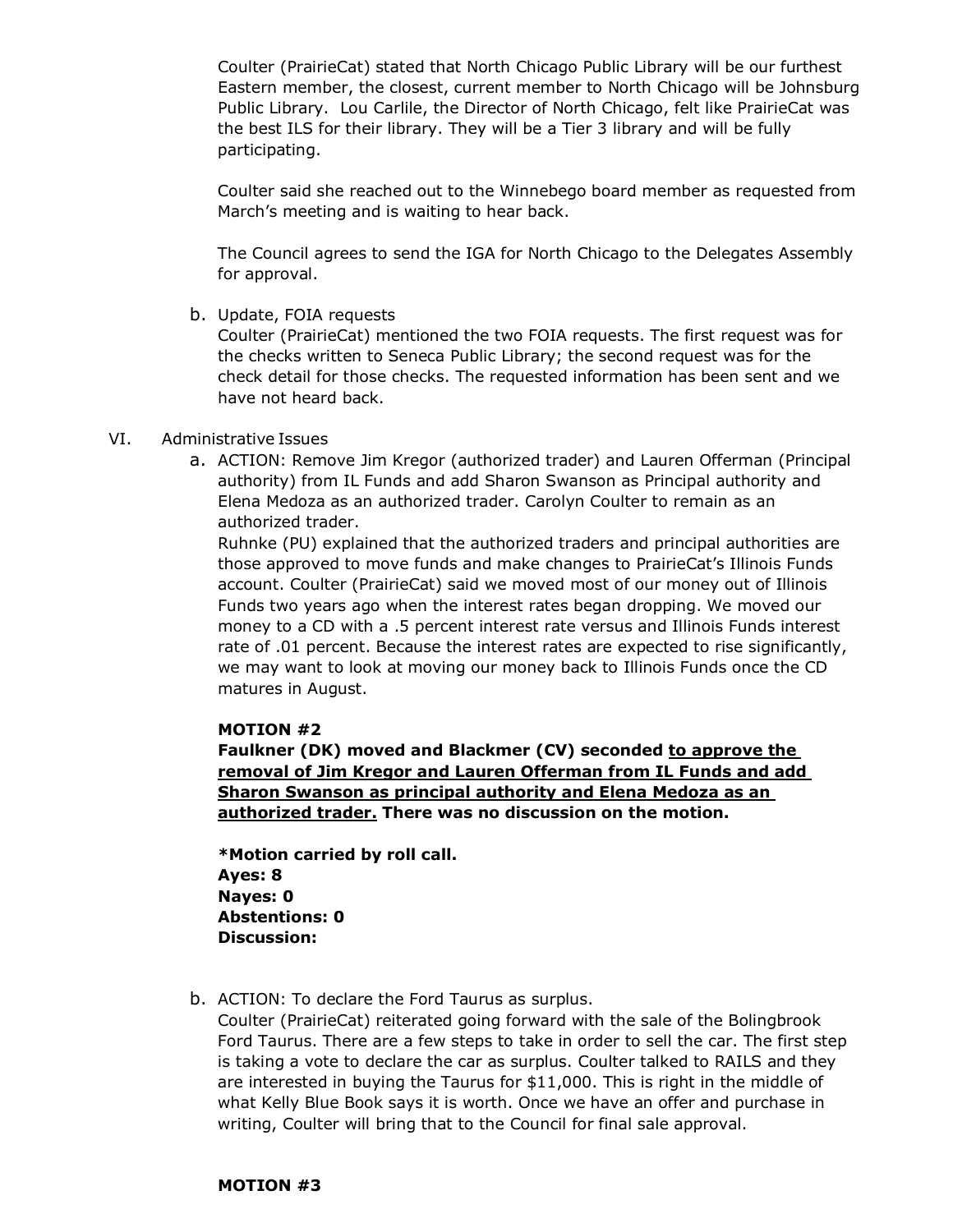Coulter (PrairieCat) stated that North Chicago Public Library will be our furthest Eastern member, the closest, current member to North Chicago will be Johnsburg Public Library. Lou Carlile, the Director of North Chicago, felt like PrairieCat was the best ILS for their library. They will be a Tier 3 library and will be fully participating.

Coulter said she reached out to the Winnebego board member as requested from March's meeting and is waiting to hear back.

The Council agrees to send the IGA for North Chicago to the Delegates Assembly for approval.

b. Update, FOIA requests

Coulter (PrairieCat) mentioned the two FOIA requests. The first request was for the checks written to Seneca Public Library; the second request was for the check detail for those checks. The requested information has been sent and we have not heard back.

VI. Administrative Issues

a. ACTION: Remove Jim Kregor (authorized trader) and Lauren Offerman (Principal authority) from IL Funds and add Sharon Swanson as Principal authority and Elena Medoza as an authorized trader. Carolyn Coulter to remain as an authorized trader.

Ruhnke (PU) explained that the authorized traders and principal authorities are those approved to move funds and make changes to PrairieCat's Illinois Funds account. Coulter (PrairieCat) said we moved most of our money out of Illinois Funds two years ago when the interest rates began dropping. We moved our money to a CD with a .5 percent interest rate versus and Illinois Funds interest rate of .01 percent. Because the interest rates are expected to rise significantly, we may want to look at moving our money back to Illinois Funds once the CD matures in August.

**MOTION #2**

**Faulkner (DK) moved and Blackmer (CV) seconded <u>to approve the removal of Jim Kregor and Lauren Offerman from IL Funds and add Sharon Swanson as principal authority and Elena Medoza as an authorized trader.</u> There was no discussion on the motion.**

**\*Motion carried by roll call.**
**Ayes: 8**
**Nayes: 0**
**Abstentions: 0**
**Discussion:**

b. ACTION: To declare the Ford Taurus as surplus.

Coulter (PrairieCat) reiterated going forward with the sale of the Bolingbrook Ford Taurus. There are a few steps to take in order to sell the car. The first step is taking a vote to declare the car as surplus. Coulter talked to RAILS and they are interested in buying the Taurus for $11,000. This is right in the middle of what Kelly Blue Book says it is worth. Once we have an offer and purchase in writing, Coulter will bring that to the Council for final sale approval.

**MOTION #3**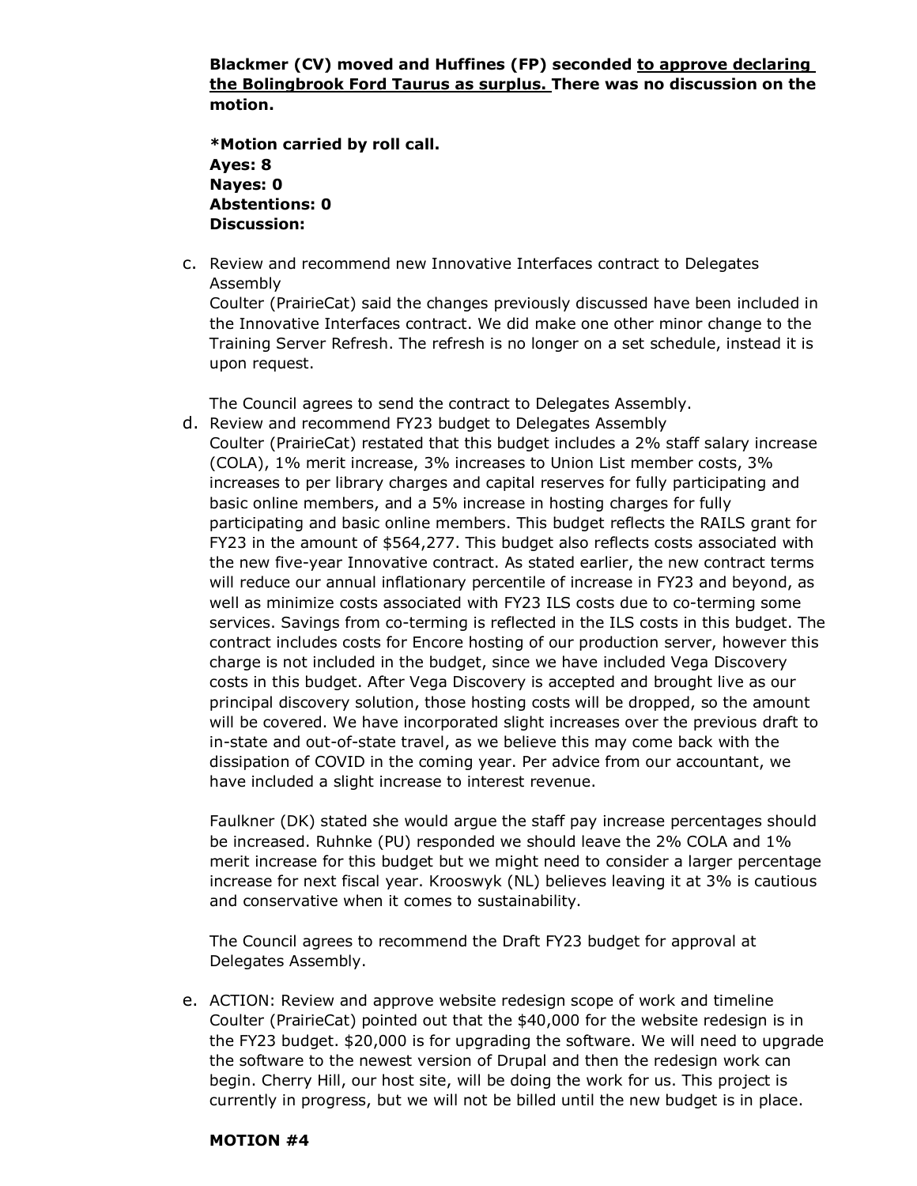**Blackmer (CV) moved and Huffines (FP) seconded <u>to approve declaring the Bolingbrook Ford Taurus as surplus.</u> There was no discussion on the motion.**

**\*Motion carried by roll call.**
**Ayes: 8**
**Nayes: 0**
**Abstentions: 0**
**Discussion:**

c. Review and recommend new Innovative Interfaces contract to Delegates Assembly
Coulter (PrairieCat) said the changes previously discussed have been included in the Innovative Interfaces contract. We did make one other minor change to the Training Server Refresh. The refresh is no longer on a set schedule, instead it is upon request.

The Council agrees to send the contract to Delegates Assembly.

d. Review and recommend FY23 budget to Delegates Assembly
Coulter (PrairieCat) restated that this budget includes a 2% staff salary increase (COLA), 1% merit increase, 3% increases to Union List member costs, 3% increases to per library charges and capital reserves for fully participating and basic online members, and a 5% increase in hosting charges for fully participating and basic online members. This budget reflects the RAILS grant for FY23 in the amount of $564,277. This budget also reflects costs associated with the new five-year Innovative contract. As stated earlier, the new contract terms will reduce our annual inflationary percentile of increase in FY23 and beyond, as well as minimize costs associated with FY23 ILS costs due to co-terming some services. Savings from co-terming is reflected in the ILS costs in this budget. The contract includes costs for Encore hosting of our production server, however this charge is not included in the budget, since we have included Vega Discovery costs in this budget. After Vega Discovery is accepted and brought live as our principal discovery solution, those hosting costs will be dropped, so the amount will be covered. We have incorporated slight increases over the previous draft to in-state and out-of-state travel, as we believe this may come back with the dissipation of COVID in the coming year. Per advice from our accountant, we have included a slight increase to interest revenue.

Faulkner (DK) stated she would argue the staff pay increase percentages should be increased. Ruhnke (PU) responded we should leave the 2% COLA and 1% merit increase for this budget but we might need to consider a larger percentage increase for next fiscal year. Krooswyk (NL) believes leaving it at 3% is cautious and conservative when it comes to sustainability.

The Council agrees to recommend the Draft FY23 budget for approval at Delegates Assembly.

e. ACTION: Review and approve website redesign scope of work and timeline
Coulter (PrairieCat) pointed out that the $40,000 for the website redesign is in the FY23 budget. $20,000 is for upgrading the software. We will need to upgrade the software to the newest version of Drupal and then the redesign work can begin. Cherry Hill, our host site, will be doing the work for us. This project is currently in progress, but we will not be billed until the new budget is in place.

**MOTION #4**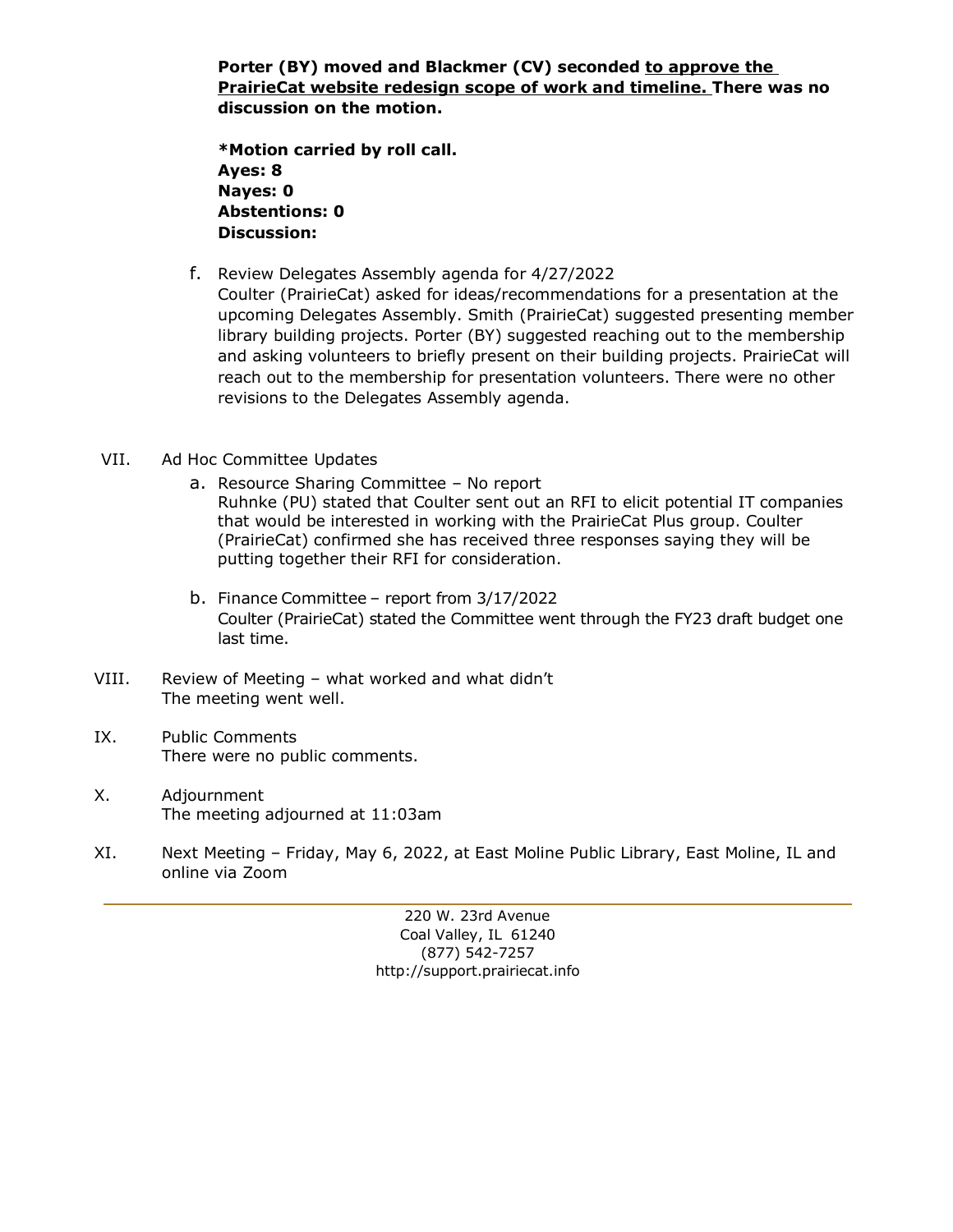**Porter (BY) moved and Blackmer (CV) seconded <u>to approve the PrairieCat website redesign scope of work and timeline.</u> There was no discussion on the motion.**

***Motion carried by roll call.**
**Ayes: 8**
**Nayes: 0**
**Abstentions: 0**
**Discussion:**

f. Review Delegates Assembly agenda for 4/27/2022
Coulter (PrairieCat) asked for ideas/recommendations for a presentation at the upcoming Delegates Assembly. Smith (PrairieCat) suggested presenting member library building projects. Porter (BY) suggested reaching out to the membership and asking volunteers to briefly present on their building projects. PrairieCat will reach out to the membership for presentation volunteers. There were no other revisions to the Delegates Assembly agenda.

VII. Ad Hoc Committee Updates

a. Resource Sharing Committee – No report
Ruhnke (PU) stated that Coulter sent out an RFI to elicit potential IT companies that would be interested in working with the PrairieCat Plus group. Coulter (PrairieCat) confirmed she has received three responses saying they will be putting together their RFI for consideration.

b. Finance Committee – report from 3/17/2022
Coulter (PrairieCat) stated the Committee went through the FY23 draft budget one last time.

VIII. Review of Meeting – what worked and what didn't
The meeting went well.

IX. Public Comments
There were no public comments.

X. Adjournment
The meeting adjourned at 11:03am

XI. Next Meeting – Friday, May 6, 2022, at East Moline Public Library, East Moline, IL and online via Zoom

220 W. 23rd Avenue
Coal Valley, IL 61240
(877) 542-7257
http://support.prairiecat.info